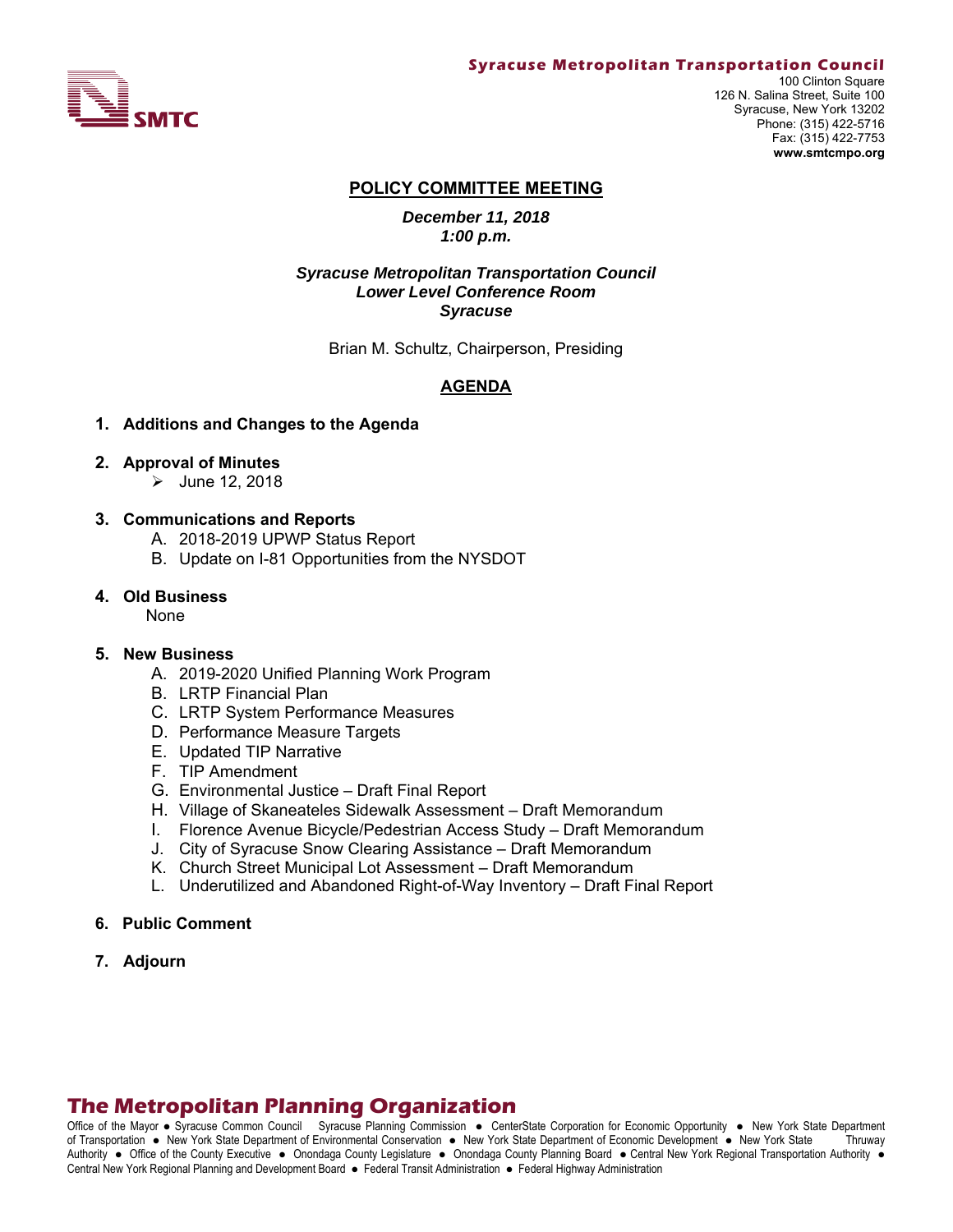**Syracuse Metropolitan Transportation Council**
100 Clinton Square
126 N. Salina Street, Suite 100
Syracuse, New York 13202
Phone: (315) 422-5716
Fax: (315) 422-7753
**www.smtcmpo.org**

SMTC

# POLICY COMMITTEE MEETING

***December 11, 2018***
***1:00 p.m.***

***Syracuse Metropolitan Transportation Council***
***Lower Level Conference Room***
***Syracuse***

Brian M. Schultz, Chairperson, Presiding

## AGENDA

1. **Additions and Changes to the Agenda**

2. **Approval of Minutes**
   - June 12, 2018

3. **Communications and Reports**
   A. 2018-2019 UPWP Status Report
   B. Update on I-81 Opportunities from the NYSDOT

4. **Old Business**
   None

5. **New Business**
   A. 2019-2020 Unified Planning Work Program
   B. LRTP Financial Plan
   C. LRTP System Performance Measures
   D. Performance Measure Targets
   E. Updated TIP Narrative
   F. TIP Amendment
   G. Environmental Justice – Draft Final Report
   H. Village of Skaneateles Sidewalk Assessment – Draft Memorandum
   I. Florence Avenue Bicycle/Pedestrian Access Study – Draft Memorandum
   J. City of Syracuse Snow Clearing Assistance – Draft Memorandum
   K. Church Street Municipal Lot Assessment – Draft Memorandum
   L. Underutilized and Abandoned Right-of-Way Inventory – Draft Final Report

6. **Public Comment**

7. **Adjourn**

**The Metropolitan Planning Organization**

Office of the Mayor ● Syracuse Common Council Syracuse Planning Commission ● CenterState Corporation for Economic Opportunity ● New York State Department of Transportation ● New York State Department of Environmental Conservation ● New York State Department of Economic Development ● New York State Thruway Authority ● Office of the County Executive ● Onondaga County Legislature ● Onondaga County Planning Board ● Central New York Regional Transportation Authority ● Central New York Regional Planning and Development Board ● Federal Transit Administration ● Federal Highway Administration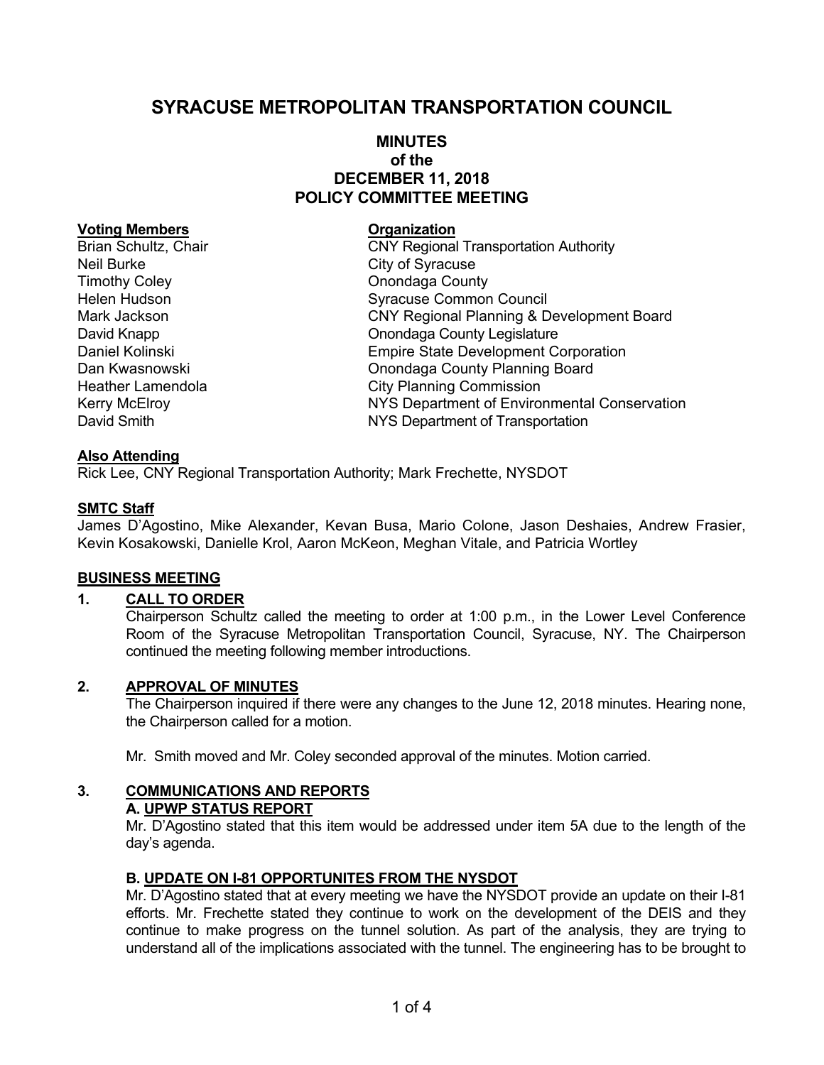# SYRACUSE METROPOLITAN TRANSPORTATION COUNCIL

## MINUTES of the DECEMBER 11, 2018 POLICY COMMITTEE MEETING

| Voting Members | Organization |
| --- | --- |
| Brian Schultz, Chair | CNY Regional Transportation Authority |
| Neil Burke | City of Syracuse |
| Timothy Coley | Onondaga County |
| Helen Hudson | Syracuse Common Council |
| Mark Jackson | CNY Regional Planning & Development Board |
| David Knapp | Onondaga County Legislature |
| Daniel Kolinski | Empire State Development Corporation |
| Dan Kwasnowski | Onondaga County Planning Board |
| Heather Lamendola | City Planning Commission |
| Kerry McElroy | NYS Department of Environmental Conservation |
| David Smith | NYS Department of Transportation |

**Also Attending**

Rick Lee, CNY Regional Transportation Authority; Mark Frechette, NYSDOT

**SMTC Staff**

James D'Agostino, Mike Alexander, Kevan Busa, Mario Colone, Jason Deshaies, Andrew Frasier, Kevin Kosakowski, Danielle Krol, Aaron McKeon, Meghan Vitale, and Patricia Wortley

**BUSINESS MEETING**

### 1. CALL TO ORDER

Chairperson Schultz called the meeting to order at 1:00 p.m., in the Lower Level Conference Room of the Syracuse Metropolitan Transportation Council, Syracuse, NY. The Chairperson continued the meeting following member introductions.

### 2. APPROVAL OF MINUTES

The Chairperson inquired if there were any changes to the June 12, 2018 minutes. Hearing none, the Chairperson called for a motion.

Mr. Smith moved and Mr. Coley seconded approval of the minutes. Motion carried.

### 3. COMMUNICATIONS AND REPORTS

**A. UPWP STATUS REPORT**

Mr. D'Agostino stated that this item would be addressed under item 5A due to the length of the day's agenda.

**B. UPDATE ON I-81 OPPORTUNITES FROM THE NYSDOT**

Mr. D'Agostino stated that at every meeting we have the NYSDOT provide an update on their I-81 efforts. Mr. Frechette stated they continue to work on the development of the DEIS and they continue to make progress on the tunnel solution. As part of the analysis, they are trying to understand all of the implications associated with the tunnel. The engineering has to be brought to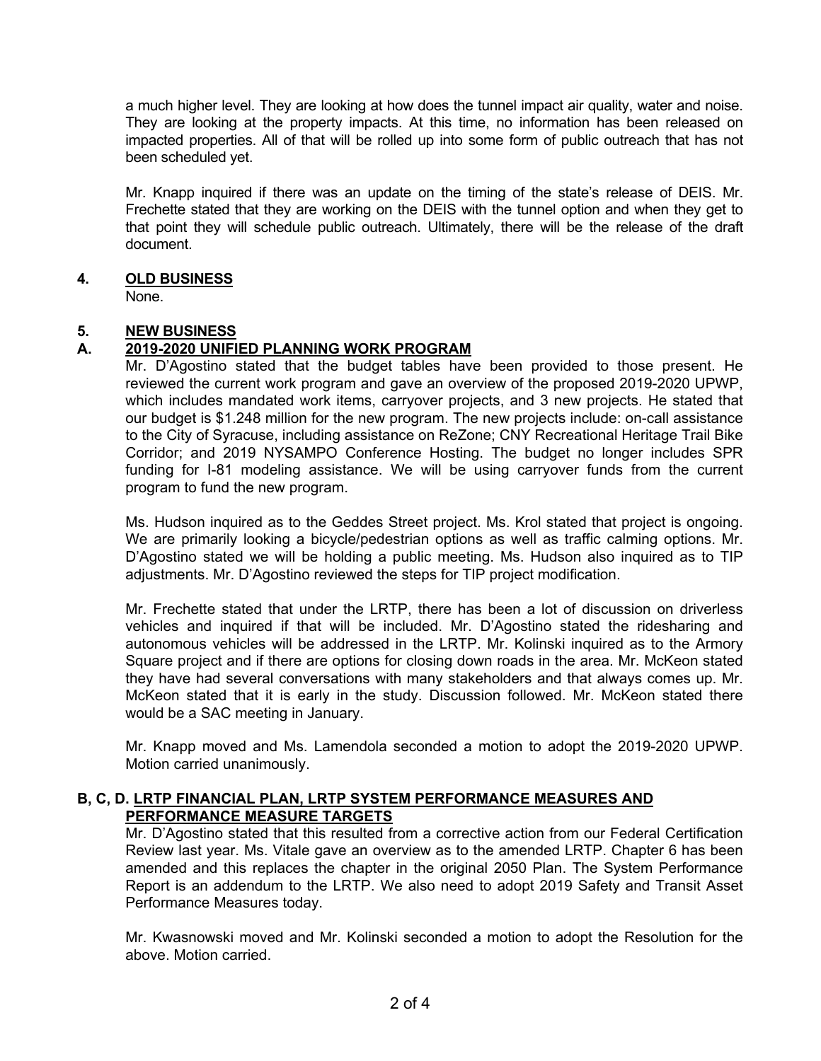a much higher level. They are looking at how does the tunnel impact air quality, water and noise. They are looking at the property impacts. At this time, no information has been released on impacted properties. All of that will be rolled up into some form of public outreach that has not been scheduled yet.

Mr. Knapp inquired if there was an update on the timing of the state's release of DEIS. Mr. Frechette stated that they are working on the DEIS with the tunnel option and when they get to that point they will schedule public outreach. Ultimately, there will be the release of the draft document.

## 4. OLD BUSINESS

None.

## 5. NEW BUSINESS

### A. 2019-2020 UNIFIED PLANNING WORK PROGRAM

Mr. D'Agostino stated that the budget tables have been provided to those present. He reviewed the current work program and gave an overview of the proposed 2019-2020 UPWP, which includes mandated work items, carryover projects, and 3 new projects. He stated that our budget is $1.248 million for the new program. The new projects include: on-call assistance to the City of Syracuse, including assistance on ReZone; CNY Recreational Heritage Trail Bike Corridor; and 2019 NYSAMPO Conference Hosting. The budget no longer includes SPR funding for I-81 modeling assistance. We will be using carryover funds from the current program to fund the new program.

Ms. Hudson inquired as to the Geddes Street project. Ms. Krol stated that project is ongoing. We are primarily looking a bicycle/pedestrian options as well as traffic calming options. Mr. D'Agostino stated we will be holding a public meeting. Ms. Hudson also inquired as to TIP adjustments. Mr. D'Agostino reviewed the steps for TIP project modification.

Mr. Frechette stated that under the LRTP, there has been a lot of discussion on driverless vehicles and inquired if that will be included. Mr. D'Agostino stated the ridesharing and autonomous vehicles will be addressed in the LRTP. Mr. Kolinski inquired as to the Armory Square project and if there are options for closing down roads in the area. Mr. McKeon stated they have had several conversations with many stakeholders and that always comes up. Mr. McKeon stated that it is early in the study. Discussion followed. Mr. McKeon stated there would be a SAC meeting in January.

Mr. Knapp moved and Ms. Lamendola seconded a motion to adopt the 2019-2020 UPWP. Motion carried unanimously.

### B, C, D. LRTP FINANCIAL PLAN, LRTP SYSTEM PERFORMANCE MEASURES AND PERFORMANCE MEASURE TARGETS

Mr. D'Agostino stated that this resulted from a corrective action from our Federal Certification Review last year. Ms. Vitale gave an overview as to the amended LRTP. Chapter 6 has been amended and this replaces the chapter in the original 2050 Plan. The System Performance Report is an addendum to the LRTP. We also need to adopt 2019 Safety and Transit Asset Performance Measures today.

Mr. Kwasnowski moved and Mr. Kolinski seconded a motion to adopt the Resolution for the above. Motion carried.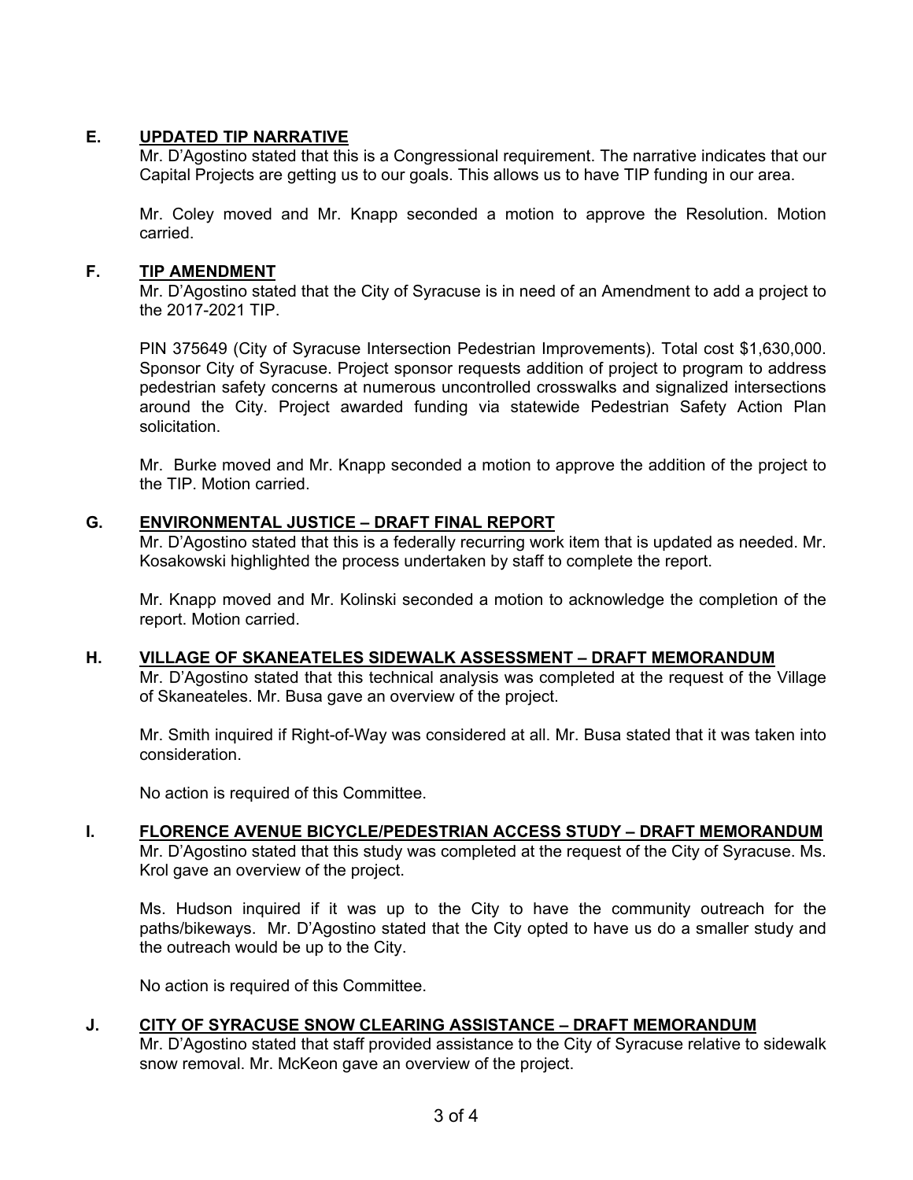## E. UPDATED TIP NARRATIVE

Mr. D'Agostino stated that this is a Congressional requirement. The narrative indicates that our Capital Projects are getting us to our goals. This allows us to have TIP funding in our area.

Mr. Coley moved and Mr. Knapp seconded a motion to approve the Resolution. Motion carried.

## F. TIP AMENDMENT

Mr. D'Agostino stated that the City of Syracuse is in need of an Amendment to add a project to the 2017-2021 TIP.

PIN 375649 (City of Syracuse Intersection Pedestrian Improvements). Total cost $1,630,000. Sponsor City of Syracuse. Project sponsor requests addition of project to program to address pedestrian safety concerns at numerous uncontrolled crosswalks and signalized intersections around the City. Project awarded funding via statewide Pedestrian Safety Action Plan solicitation.

Mr. Burke moved and Mr. Knapp seconded a motion to approve the addition of the project to the TIP. Motion carried.

## G. ENVIRONMENTAL JUSTICE – DRAFT FINAL REPORT

Mr. D'Agostino stated that this is a federally recurring work item that is updated as needed. Mr. Kosakowski highlighted the process undertaken by staff to complete the report.

Mr. Knapp moved and Mr. Kolinski seconded a motion to acknowledge the completion of the report. Motion carried.

## H. VILLAGE OF SKANEATELES SIDEWALK ASSESSMENT – DRAFT MEMORANDUM

Mr. D'Agostino stated that this technical analysis was completed at the request of the Village of Skaneateles. Mr. Busa gave an overview of the project.

Mr. Smith inquired if Right-of-Way was considered at all. Mr. Busa stated that it was taken into consideration.

No action is required of this Committee.

## I. FLORENCE AVENUE BICYCLE/PEDESTRIAN ACCESS STUDY – DRAFT MEMORANDUM

Mr. D'Agostino stated that this study was completed at the request of the City of Syracuse. Ms. Krol gave an overview of the project.

Ms. Hudson inquired if it was up to the City to have the community outreach for the paths/bikeways. Mr. D'Agostino stated that the City opted to have us do a smaller study and the outreach would be up to the City.

No action is required of this Committee.

## J. CITY OF SYRACUSE SNOW CLEARING ASSISTANCE – DRAFT MEMORANDUM

Mr. D'Agostino stated that staff provided assistance to the City of Syracuse relative to sidewalk snow removal. Mr. McKeon gave an overview of the project.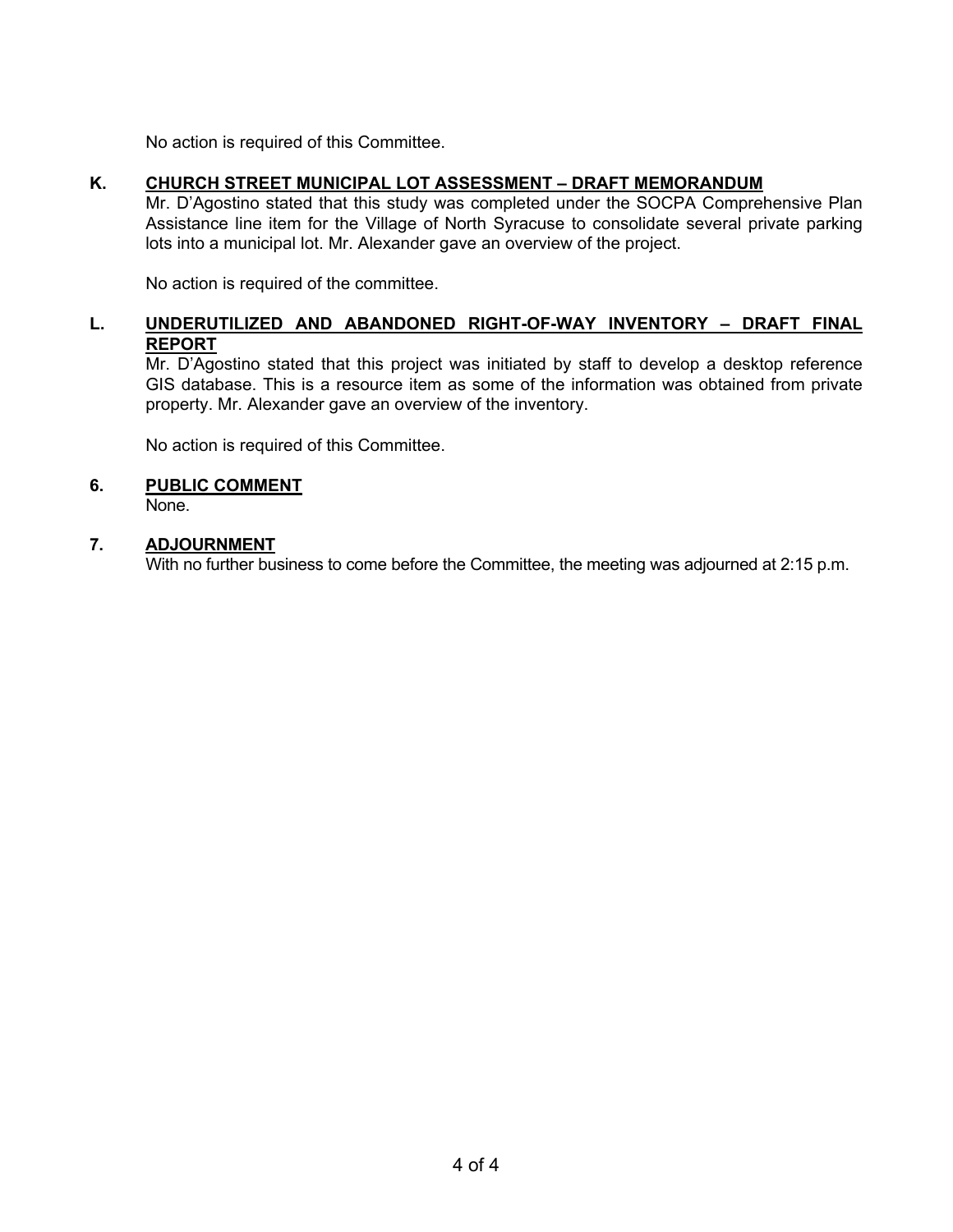No action is required of this Committee.

**K. CHURCH STREET MUNICIPAL LOT ASSESSMENT – DRAFT MEMORANDUM**

Mr. D'Agostino stated that this study was completed under the SOCPA Comprehensive Plan Assistance line item for the Village of North Syracuse to consolidate several private parking lots into a municipal lot. Mr. Alexander gave an overview of the project.

No action is required of the committee.

**L. UNDERUTILIZED AND ABANDONED RIGHT-OF-WAY INVENTORY – DRAFT FINAL REPORT**

Mr. D'Agostino stated that this project was initiated by staff to develop a desktop reference GIS database. This is a resource item as some of the information was obtained from private property. Mr. Alexander gave an overview of the inventory.

No action is required of this Committee.

**6. PUBLIC COMMENT**

None.

**7. ADJOURNMENT**

With no further business to come before the Committee, the meeting was adjourned at 2:15 p.m.